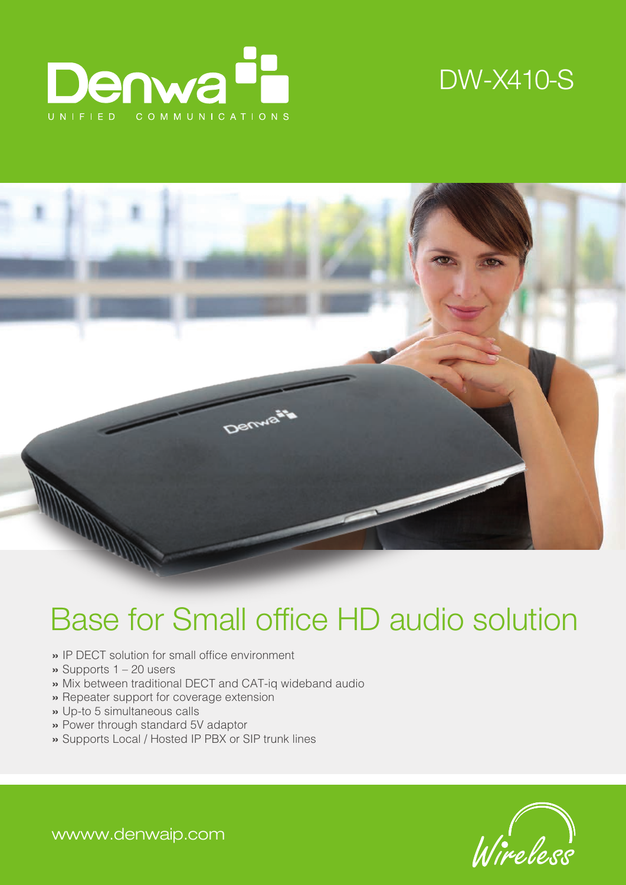Denwa

UNIFIED COMMUNICATIONS

DW-X410-S

# Base for Small office HD audio solution

» IP DECT solution for small office environment
» Supports 1 – 20 users
» Mix between traditional DECT and CAT-iq wideband audio
» Repeater support for coverage extension
» Up-to 5 simultaneous calls
» Power through standard 5V adaptor
» Supports Local / Hosted IP PBX or SIP trunk lines

wwww.denwaip.com

Wireless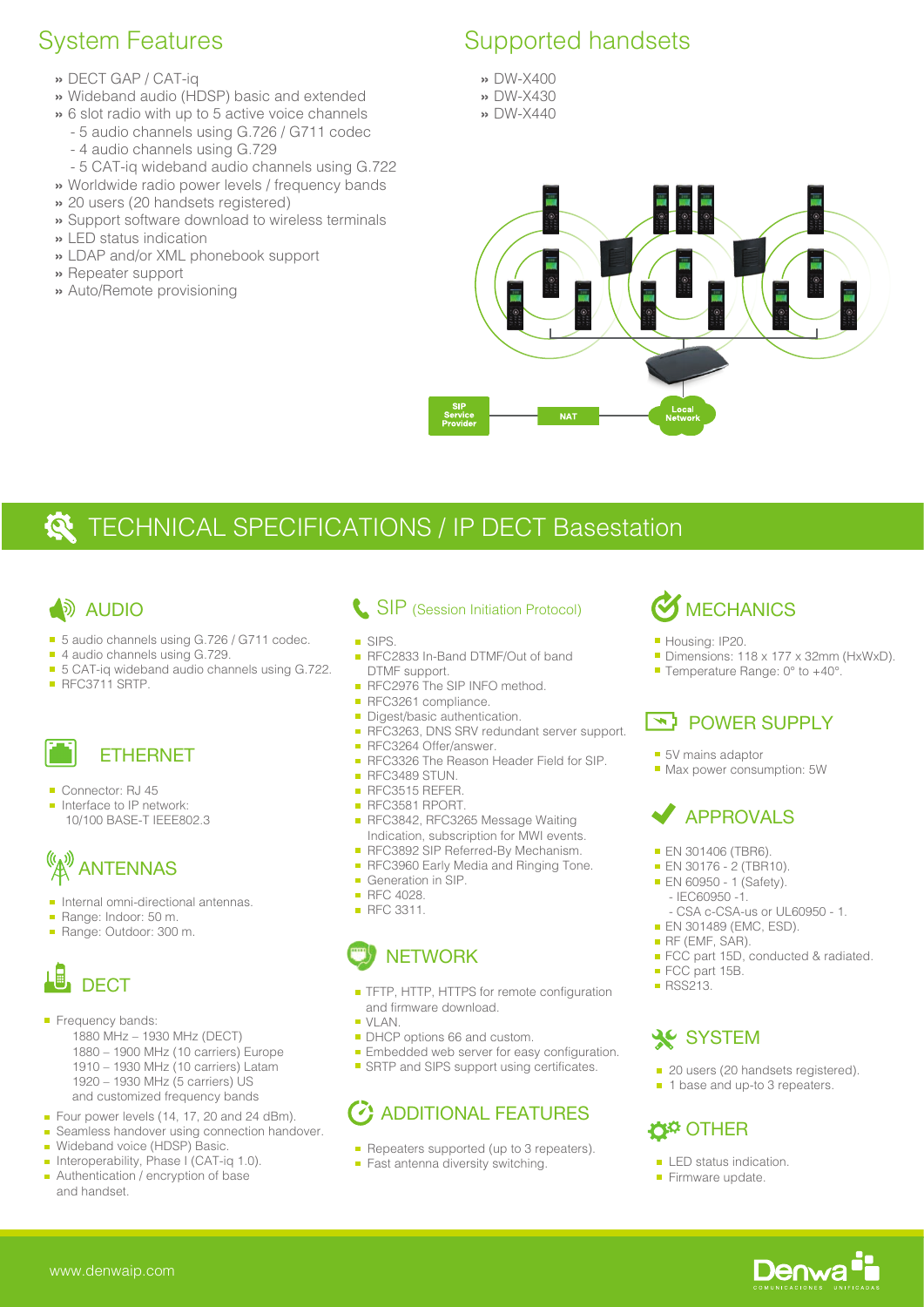## System Features

- DECT GAP / CAT-iq
- Wideband audio (HDSP) basic and extended
- 6 slot radio with up to 5 active voice channels
  - 5 audio channels using G.726 / G711 codec
  - 4 audio channels using G.729
  - 5 CAT-iq wideband audio channels using G.722
- Worldwide radio power levels / frequency bands
- 20 users (20 handsets registered)
- Support software download to wireless terminals
- LED status indication
- LDAP and/or XML phonebook support
- Repeater support
- Auto/Remote provisioning

## Supported handsets

- DW-X400
- DW-X430
- DW-X440

SIP Service Provider

NAT

Local Network

# TECHNICAL SPECIFICATIONS / IP DECT Basestation

### AUDIO

- 5 audio channels using G.726 / G711 codec.
- 4 audio channels using G.729.
- 5 CAT-iq wideband audio channels using G.722.
- RFC3711 SRTP.

### ETHERNET

- Connector: RJ 45
- Interface to IP network: 10/100 BASE-T IEEE802.3

### ANTENNAS

- Internal omni-directional antennas.
- Range: Indoor: 50 m.
- Range: Outdoor: 300 m.

### DECT

- Frequency bands:
  1880 MHz – 1930 MHz (DECT)
  1880 – 1900 MHz (10 carriers) Europe
  1910 – 1930 MHz (10 carriers) Latam
  1920 – 1930 MHz (5 carriers) US
  and customized frequency bands
- Four power levels (14, 17, 20 and 24 dBm).
- Seamless handover using connection handover.
- Wideband voice (HDSP) Basic.
- Interoperability, Phase I (CAT-iq 1.0).
- Authentication / encryption of base and handset.

### SIP (Session Initiation Protocol)

- SIPS.
- RFC2833 In-Band DTMF/Out of band DTMF support.
- RFC2976 The SIP INFO method.
- RFC3261 compliance.
- Digest/basic authentication.
- RFC3263, DNS SRV redundant server support.
- RFC3264 Offer/answer.
- RFC3326 The Reason Header Field for SIP.
- RFC3489 STUN.
- RFC3515 REFER.
- RFC3581 RPORT.
- RFC3842, RFC3265 Message Waiting Indication, subscription for MWI events.
- RFC3892 SIP Referred-By Mechanism.
- RFC3960 Early Media and Ringing Tone.
- Generation in SIP.
- RFC 4028.
- RFC 3311.

### NETWORK

- TFTP, HTTP, HTTPS for remote configuration and firmware download.
- VLAN.
- DHCP options 66 and custom.
- Embedded web server for easy configuration.
- SRTP and SIPS support using certificates.

### ADDITIONAL FEATURES

- Repeaters supported (up to 3 repeaters).
- Fast antenna diversity switching.

### MECHANICS

- Housing: IP20.
- Dimensions: 118 x 177 x 32mm (HxWxD).
- Temperature Range: 0° to +40°.

### POWER SUPPLY

- 5V mains adaptor
- Max power consumption: 5W

### APPROVALS

- EN 301406 (TBR6).
- EN 30176 - 2 (TBR10).
- EN 60950 - 1 (Safety).
  - IEC60950 -1.
  - CSA c-CSA-us or UL60950 - 1.
- EN 301489 (EMC, ESD).
- RF (EMF, SAR).
- FCC part 15D, conducted & radiated.
- FCC part 15B.
- RSS213.

### SYSTEM

- 20 users (20 handsets registered).
- 1 base and up-to 3 repeaters.

### OTHER

- LED status indication.
- Firmware update.

www.denwaip.com

Denwa COMUNICACIONES UNIFICADAS